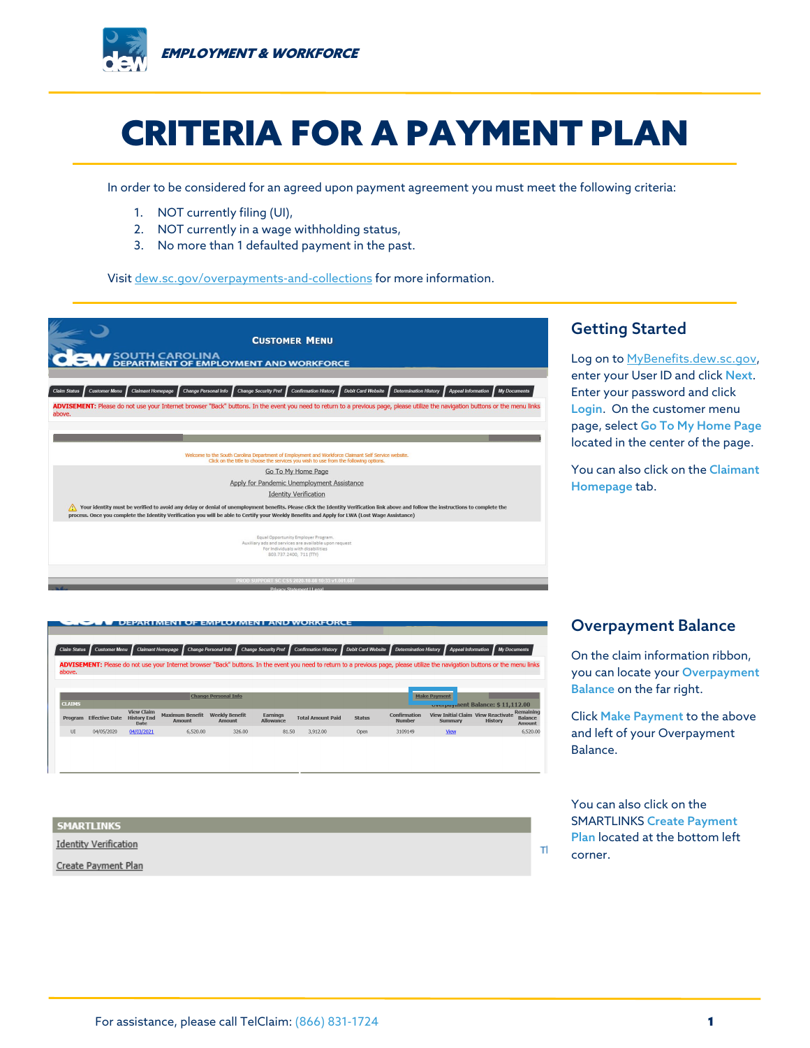# CRITERIA FOR A PAYMENT PLAN

In order to be considered for an agreed upon payment agreement you must meet the following criteria:

1. NOT currently filing (UI),
2. NOT currently in a wage withholding status,
3. No more than 1 defaulted payment in the past.

Visit dew.sc.gov/overpayments-and-collections for more information.

## Getting Started

Log on to MyBenefits.dew.sc.gov, enter your User ID and click **Next**. Enter your password and click **Login**. On the customer menu page, select **Go To My Home Page** located in the center of the page.

You can also click on the **Claimant Homepage** tab.

## Overpayment Balance

On the claim information ribbon, you can locate your **Overpayment Balance** on the far right.

Click **Make Payment** to the above and left of your Overpayment Balance.

You can also click on the SMARTLINKS **Create Payment Plan** located at the bottom left corner.

For assistance, please call TelClaim: (866) 831-1724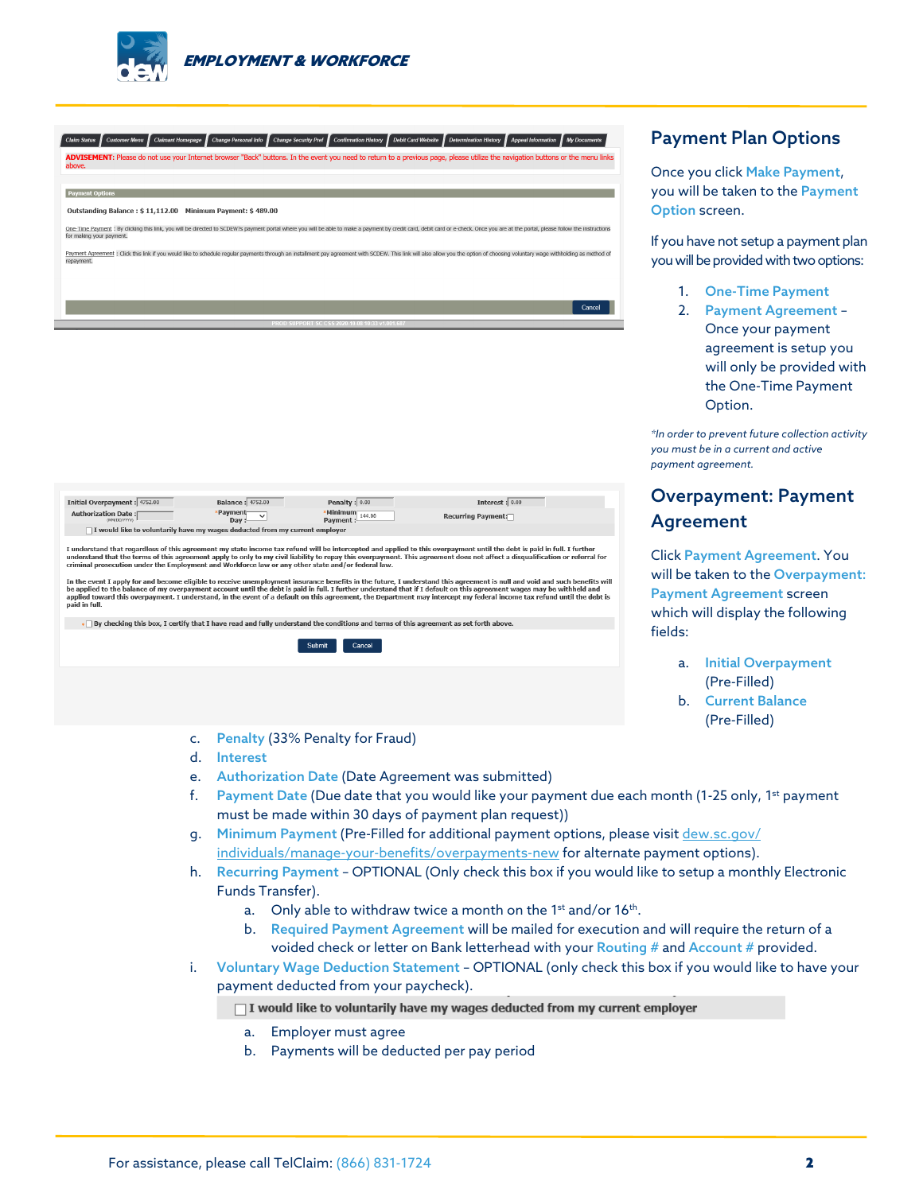## Payment Plan Options

Once you click Make Payment, you will be taken to the Payment Option screen.

If you have not setup a payment plan you will be provided with two options:

1. One-Time Payment
2. Payment Agreement – Once your payment agreement is setup you will only be provided with the One-Time Payment Option.

*In order to prevent future collection activity you must be in a current and active payment agreement.*

## Overpayment: Payment Agreement

Click Payment Agreement. You will be taken to the Overpayment: Payment Agreement screen which will display the following fields:

a. Initial Overpayment (Pre-Filled)
b. Current Balance (Pre-Filled)
c. Penalty (33% Penalty for Fraud)
d. Interest
e. Authorization Date (Date Agreement was submitted)
f. Payment Date (Due date that you would like your payment due each month (1-25 only, 1st payment must be made within 30 days of payment plan request))
g. Minimum Payment (Pre-Filled for additional payment options, please visit [dew.sc.gov/individuals/manage-your-benefits/overpayments-new](dew.sc.gov/individuals/manage-your-benefits/overpayments-new) for alternate payment options).
h. Recurring Payment – OPTIONAL (Only check this box if you would like to setup a monthly Electronic Funds Transfer).
   a. Only able to withdraw twice a month on the 1st and/or 16th.
   b. Required Payment Agreement will be mailed for execution and will require the return of a voided check or letter on Bank letterhead with your Routing # and Account # provided.
i. Voluntary Wage Deduction Statement – OPTIONAL (only check this box if you would like to have your payment deducted from your paycheck).

   ☐ **I would like to voluntarily have my wages deducted from my current employer**

   a. Employer must agree
   b. Payments will be deducted per pay period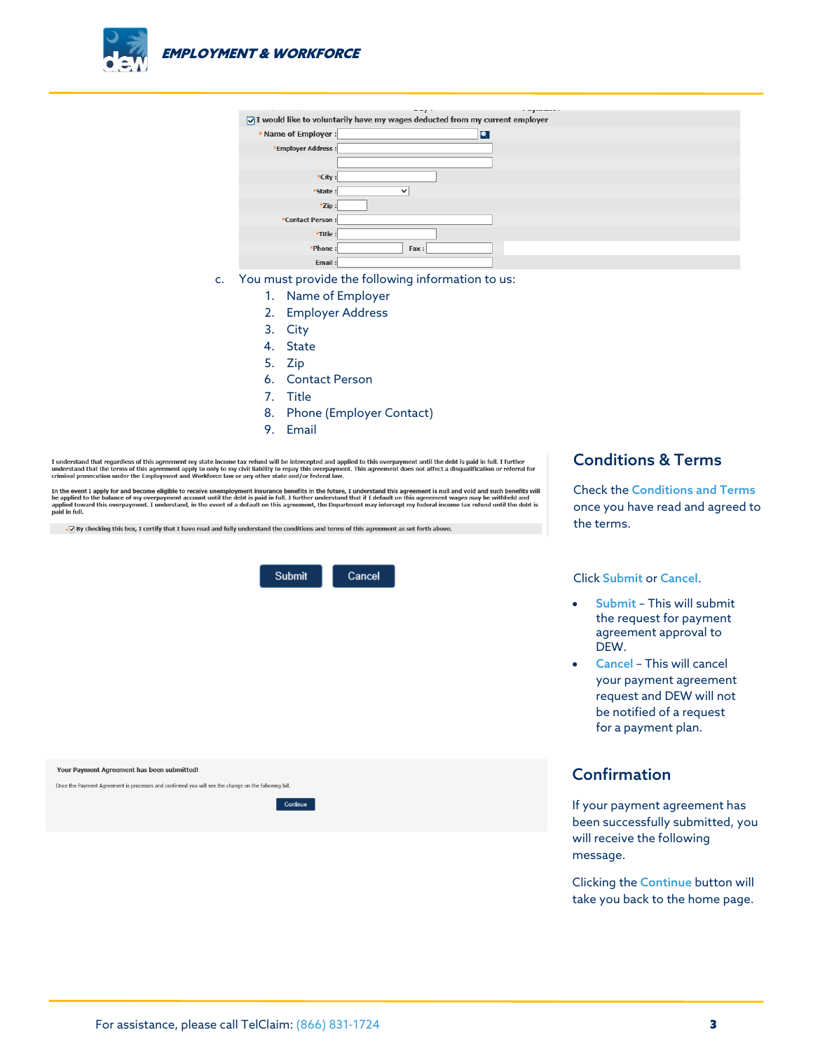I would like to voluntarily have my wages deducted from my current employer

| | |
|---|---|
| * Name of Employer : | |
| *Employer Address : | |
| | |
| *City : | |
| *State : | |
| *Zip : | |
| *Contact Person : | |
| *Title : | |
| *Phone : | Fax : |
| Email : | |

c. You must provide the following information to us:
   1. Name of Employer
   2. Employer Address
   3. City
   4. State
   5. Zip
   6. Contact Person
   7. Title
   8. Phone (Employer Contact)
   9. Email

I understand that regardless of this agreement my state income tax refund will be intercepted and applied to this overpayment until the debt is paid in full. I further understand that the terms of this agreement apply to only to my civil liability to repay this overpayment. This agreement does not affect a disqualification or referral for criminal prosecution under the Employment and Workforce law or any other state and/or federal law.

In the event I apply for and become eligible to receive unemployment insurance benefits in the future, I understand this agreement is null and void and such benefits will be applied to the balance of my overpayment account until the debt is paid in full. I further understand that if I default on this agreement wages may be withheld and applied toward this overpayment. I understand, in the event of a default on this agreement, the Department may intercept my federal income tax refund until the debt is paid in full.

*By checking this box, I certify that I have read and fully understand the conditions and terms of this agreement as set forth above.

## Conditions & Terms

Check the Conditions and Terms once you have read and agreed to the terms.

Submit | Cancel

Click Submit or Cancel.

- Submit – This will submit the request for payment agreement approval to DEW.
- Cancel – This will cancel your payment agreement request and DEW will not be notified of a request for a payment plan.

Your Payment Agreement has been submitted!

Once the Payment Agreement is processes and confirmed you will see the change on the following bill.

Continue

## Confirmation

If your payment agreement has been successfully submitted, you will receive the following message.

Clicking the Continue button will take you back to the home page.

For assistance, please call TelClaim: (866) 831-1724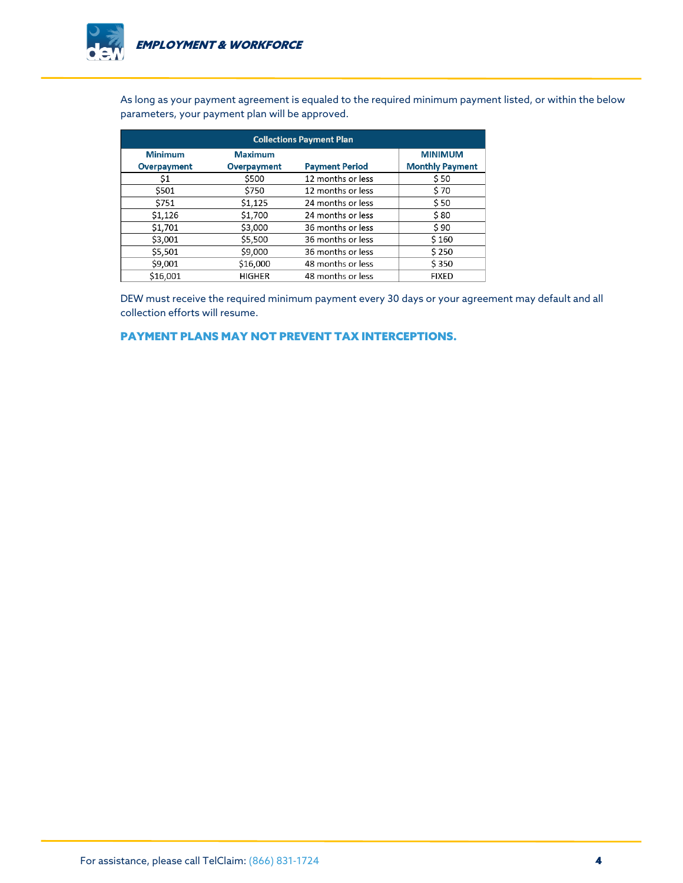As long as your payment agreement is equaled to the required minimum payment listed, or within the below parameters, your payment plan will be approved.

| Collections Payment Plan | | | |
|---|---|---|---|
| **Minimum Overpayment** | **Maximum Overpayment** | **Payment Period** | **MINIMUM Monthly Payment** |
| $1 | $500 | 12 months or less | $ 50 |
| $501 | $750 | 12 months or less | $ 70 |
| $751 | $1,125 | 24 months or less | $ 50 |
| $1,126 | $1,700 | 24 months or less | $ 80 |
| $1,701 | $3,000 | 36 months or less | $ 90 |
| $3,001 | $5,500 | 36 months or less | $ 160 |
| $5,501 | $9,000 | 36 months or less | $ 250 |
| $9,001 | $16,000 | 48 months or less | $ 350 |
| $16,001 | HIGHER | 48 months or less | FIXED |

DEW must receive the required minimum payment every 30 days or your agreement may default and all collection efforts will resume.

**PAYMENT PLANS MAY NOT PREVENT TAX INTERCEPTIONS.**